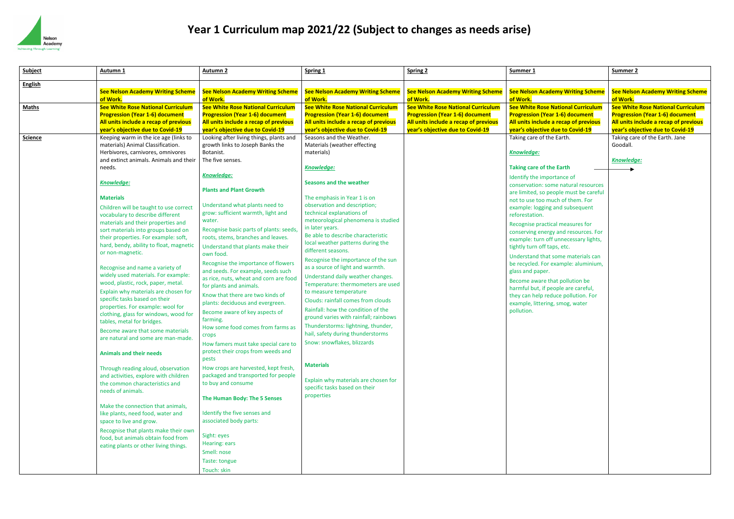# Year 1 Curriculum map 2021/22 (Subject to changes as needs arise)

| Subject | Autumn 1 | Autumn 2 | Spring 1 | Spring 2 | Summer 1 | Summer 2 |
|---|---|---|---|---|---|---|
| **English** | **See Nelson Academy Writing Scheme of Work.** | **See Nelson Academy Writing Scheme of Work.** | **See Nelson Academy Writing Scheme of Work.** | **See Nelson Academy Writing Scheme of Work.** | **See Nelson Academy Writing Scheme of Work.** | **See Nelson Academy Writing Scheme of Work.** |
| **Maths** | **See White Rose National Curriculum Progression (Year 1-6) document All units include a recap of previous year's objective due to Covid-19** | **See White Rose National Curriculum Progression (Year 1-6) document All units include a recap of previous year's objective due to Covid-19** | **See White Rose National Curriculum Progression (Year 1-6) document All units include a recap of previous year's objective due to Covid-19** | **See White Rose National Curriculum Progression (Year 1-6) document All units include a recap of previous year's objective due to Covid-19** | **See White Rose National Curriculum Progression (Year 1-6) document All units include a recap of previous year's objective due to Covid-19** | **See White Rose National Curriculum Progression (Year 1-6) document All units include a recap of previous year's objective due to Covid-19** |
| **Science** | Keeping warm in the ice age (links to materials) Animal Classification. Herbivores, carnivores, omnivores and extinct animals. Animals and their needs.<br><br>***Knowledge:***<br><br>**Materials**<br><br>Children will be taught to use correct vocabulary to describe different materials and their properties and sort materials into groups based on their properties. For example: soft, hard, bendy, ability to float, magnetic or non-magnetic.<br><br>Recognise and name a variety of widely used materials. For example: wood, plastic, rock, paper, metal.<br><br>Explain why materials are chosen for specific tasks based on their properties. For example: wool for clothing, glass for windows, wood for tables, metal for bridges.<br><br>Become aware that some materials are natural and some are man-made.<br><br>**Animals and their needs**<br><br>Through reading aloud, observation and activities, explore with children the common characteristics and needs of animals.<br><br>Make the connection that animals, like plants, need food, water and space to live and grow.<br><br>Recognise that plants make their own food, but animals obtain food from eating plants or other living things. | Looking after living things, plants and growth links to Joseph Banks the Botanist.<br>The five senses.<br><br>***Knowledge:***<br><br>**Plants and Plant Growth**<br><br>Understand what plants need to grow: sufficient warmth, light and water.<br><br>Recognise basic parts of plants: seeds, roots, stems, branches and leaves.<br><br>Understand that plants make their own food.<br><br>Recognise the importance of flowers and seeds. For example, seeds such as rice, nuts, wheat and corn are food for plants and animals.<br><br>Know that there are two kinds of plants: deciduous and evergreen.<br><br>Become aware of key aspects of farming.<br><br>How some food comes from farms as crops<br><br>How famers must take special care to protect their crops from weeds and pests<br><br>How crops are harvested, kept fresh, packaged and transported for people to buy and consume<br><br>**The Human Body: The 5 Senses**<br><br>Identify the five senses and associated body parts:<br><br>Sight: eyes<br>Hearing: ears<br>Smell: nose<br>Taste: tongue<br>Touch: skin | Seasons and the Weather.<br>Materials (weather effecting materials)<br><br>***Knowledge:***<br><br>**Seasons and the weather**<br><br>The emphasis in Year 1 is on observation and description; technical explanations of meteorological phenomena is studied in later years.<br><br>Be able to describe characteristic local weather patterns during the different seasons.<br><br>Recognise the importance of the sun as a source of light and warmth.<br><br>Understand daily weather changes.<br><br>Temperature: thermometers are used to measure temperature<br><br>Clouds: rainfall comes from clouds<br><br>Rainfall: how the condition of the ground varies with rainfall; rainbows<br><br>Thunderstorms: lightning, thunder, hail, safety during thunderstorms<br><br>Snow: snowflakes, blizzards<br><br>**Materials**<br><br>Explain why materials are chosen for specific tasks based on their properties | | Taking care of the Earth.<br><br>***Knowledge:***<br><br>**Taking care of the Earth** →<br><br>Identify the importance of conservation: some natural resources are limited, so people must be careful not to use too much of them. For example: logging and subsequent reforestation.<br><br>Recognise practical measures for conserving energy and resources. For example: turn off unnecessary lights, tightly turn off taps, etc.<br><br>Understand that some materials can be recycled. For example: aluminium, glass and paper.<br><br>Become aware that pollution be harmful but, if people are careful, they can help reduce pollution. For example, littering, smog, water pollution. | Taking care of the Earth. Jane Goodall.<br><br>***Knowledge:*** |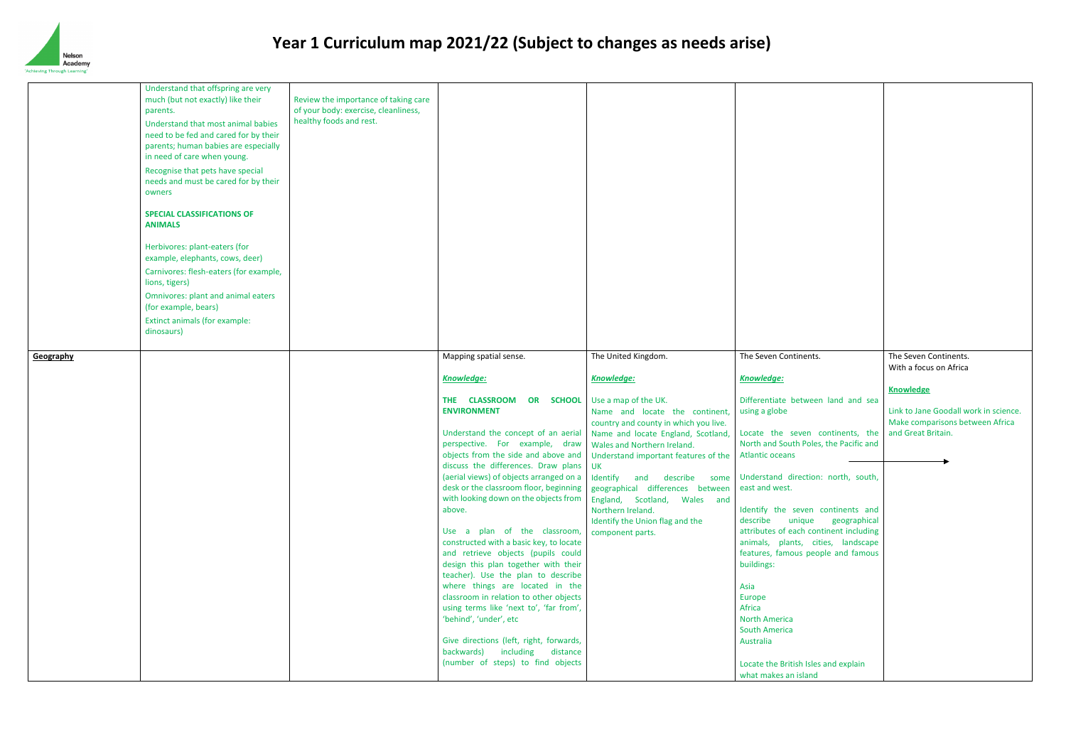# Year 1 Curriculum map 2021/22 (Subject to changes as needs arise)

| | | | | | | |
|---|---|---|---|---|---|---|
| | Understand that offspring are very much (but not exactly) like their parents.<br><br>Understand that most animal babies need to be fed and cared for by their parents; human babies are especially in need of care when young.<br><br>Recognise that pets have special needs and must be cared for by their owners<br><br>**SPECIAL CLASSIFICATIONS OF ANIMALS**<br><br>Herbivores: plant-eaters (for example, elephants, cows, deer)<br><br>Carnivores: flesh-eaters (for example, lions, tigers)<br><br>Omnivores: plant and animal eaters (for example, bears)<br><br>Extinct animals (for example: dinosaurs) | Review the importance of taking care of your body: exercise, cleanliness, healthy foods and rest. | | | | |
| **Geography** | | | Mapping spatial sense.<br><br>***Knowledge:***<br><br>**THE CLASSROOM OR SCHOOL ENVIRONMENT**<br><br>Understand the concept of an aerial perspective. For example, draw objects from the side and above and discuss the differences. Draw plans (aerial views) of objects arranged on a desk or the classroom floor, beginning with looking down on the objects from above.<br><br>Use a plan of the classroom, constructed with a basic key, to locate and retrieve objects (pupils could design this plan together with their teacher). Use the plan to describe where things are located in the classroom in relation to other objects using terms like 'next to', 'far from', 'behind', 'under', etc<br><br>Give directions (left, right, forwards, backwards) including distance (number of steps) to find objects | The United Kingdom.<br><br>***Knowledge:***<br><br>Use a map of the UK.<br><br>Name and locate the continent, country and county in which you live.<br><br>Name and locate England, Scotland, Wales and Northern Ireland.<br><br>Understand important features of the UK<br><br>Identify and describe some geographical differences between England, Scotland, Wales and Northern Ireland.<br><br>Identify the Union flag and the component parts. | The Seven Continents.<br><br>***Knowledge:***<br><br>Differentiate between land and sea using a globe<br><br>Locate the seven continents, the North and South Poles, the Pacific and Atlantic oceans<br><br>Understand direction: north, south, east and west.<br><br>Identify the seven continents and describe unique geographical attributes of each continent including animals, plants, cities, landscape features, famous people and famous buildings:<br><br>Asia<br>Europe<br>Africa<br>North America<br>South America<br>Australia<br><br>Locate the British Isles and explain what makes an island | The Seven Continents.<br>With a focus on Africa<br><br>**Knowledge**<br><br>Link to Jane Goodall work in science. Make comparisons between Africa and Great Britain.<br><br>→ |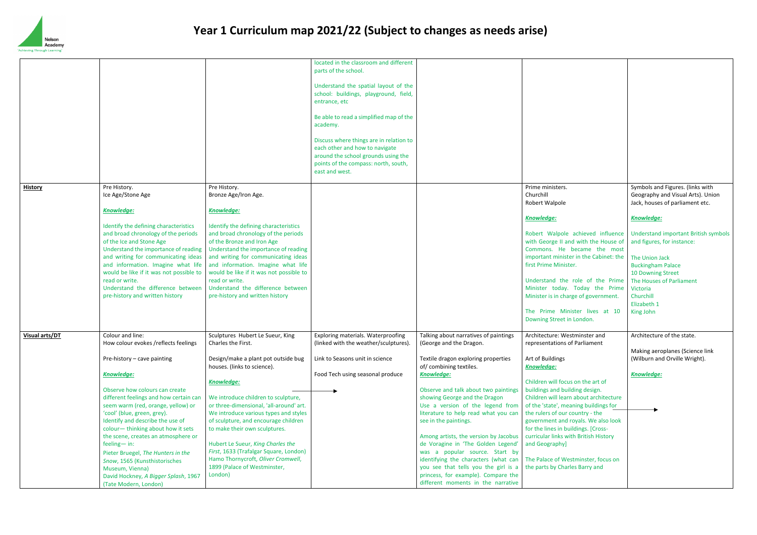# Year 1 Curriculum map 2021/22 (Subject to changes as needs arise)

| | | | | | | |
|---|---|---|---|---|---|---|
| | | | located in the classroom and different parts of the school.<br><br>Understand the spatial layout of the school: buildings, playground, field, entrance, etc<br><br>Be able to read a simplified map of the academy.<br><br>Discuss where things are in relation to each other and how to navigate around the school grounds using the points of the compass: north, south, east and west. | | | |
| **History** | Pre History.<br>Ice Age/Stone Age<br><br>***Knowledge:***<br><br>Identify the defining characteristics and broad chronology of the periods of the Ice and Stone Age<br>Understand the importance of reading and writing for communicating ideas and information. Imagine what life would be like if it was not possible to read or write.<br>Understand the difference between pre-history and written history | Pre History.<br>Bronze Age/Iron Age.<br><br>***Knowledge:***<br><br>Identify the defining characteristics and broad chronology of the periods of the Bronze and Iron Age<br>Understand the importance of reading and writing for communicating ideas and information. Imagine what life would be like if it was not possible to read or write.<br>Understand the difference between pre-history and written history | | | Prime ministers.<br>Churchill<br>Robert Walpole<br><br>***Knowledge:***<br><br>Robert Walpole achieved influence with George II and with the House of Commons. He became the most important minister in the Cabinet: the first Prime Minister.<br><br>Understand the role of the Prime Minister today. Today the Prime Minister is in charge of government.<br><br>The Prime Minister lives at 10 Downing Street in London. | Symbols and Figures. (links with Geography and Visual Arts). Union Jack, houses of parliament etc.<br><br>***Knowledge:***<br><br>Understand important British symbols and figures, for instance:<br><br>The Union Jack<br>Buckingham Palace<br>10 Downing Street<br>The Houses of Parliament<br>Victoria<br>Churchill<br>Elizabeth 1<br>King John |
| **Visual arts/DT** | Colour and line:<br>How colour evokes /reflects feelings<br><br>Pre-history – cave painting<br><br>***Knowledge:***<br><br>Observe how colours can create different feelings and how certain can seem warm (red, orange, yellow) or 'cool' (blue, green, grey).<br>Identify and describe the use of colour— thinking about how it sets the scene, creates an atmosphere or feeling— in:<br>Pieter Bruegel, *The Hunters in the Snow*, 1565 (Kunsthistorisches Museum, Vienna)<br>David Hockney, *A Bigger Splash*, 1967 (Tate Modern, London) | Sculptures Hubert Le Sueur, King Charles the First.<br><br>Design/make a plant pot outside bug houses. (links to science).<br><br>***Knowledge:***<br><br>We introduce children to sculpture, or three-dimensional, 'all-around' art. We introduce various types and styles of sculpture, and encourage children to make their own sculptures.<br><br>Hubert Le Sueur, *King Charles the First*, 1633 (Trafalgar Square, London)<br>Hamo Thornycroft, *Oliver Cromwell*, 1899 (Palace of Westminster, London) | Exploring materials. Waterproofing (linked with the weather/sculptures).<br><br>Link to Seasons unit in science<br><br>Food Tech using seasonal produce<br><br>→ | Talking about narratives of paintings (George and the Dragon.<br><br>Textile dragon exploring properties of/ combining textiles.<br>***Knowledge:***<br><br>Observe and talk about two paintings showing George and the Dragon<br>Use a version of the legend from literature to help read what you can see in the paintings.<br><br>Among artists, the version by Jacobus de Voragine in 'The Golden Legend' was a popular source. Start by identifying the characters (what can you see that tells you the girl is a princess, for example). Compare the different moments in the narrative | Architecture: Westminster and representations of Parliament<br><br>Art of Buildings<br>***Knowledge:***<br><br>Children will focus on the art of buildings and building design.<br>Children will learn about architecture of the 'state', meaning buildings for the rulers of our country - the government and royals. We also look for the lines in buildings. [Cross-curricular links with British History and Geography]<br><br>The Palace of Westminster, focus on the parts by Charles Barry and | Architecture of the state.<br><br>Making aeroplanes (Science link (Wilburn and Orville Wright).<br><br>***Knowledge:*** |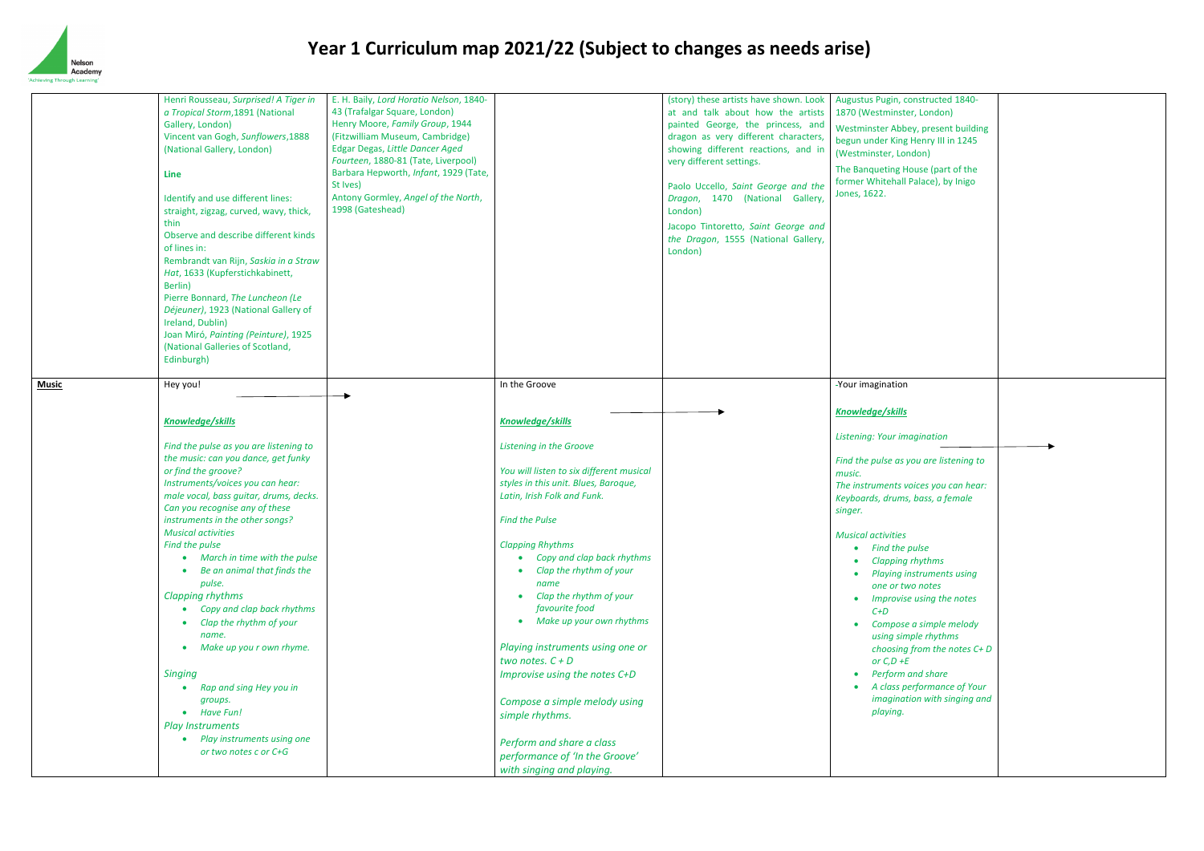# Year 1 Curriculum map 2021/22 (Subject to changes as needs arise)

| | | | | | | |
|---|---|---|---|---|---|---|
| | Henri Rousseau, *Surprised! A Tiger in a Tropical Storm*,1891 (National Gallery, London)<br>Vincent van Gogh, *Sunflowers*,1888 (National Gallery, London)<br><br>**Line**<br><br>Identify and use different lines: straight, zigzag, curved, wavy, thick, thin<br>Observe and describe different kinds of lines in:<br>Rembrandt van Rijn, *Saskia in a Straw Hat*, 1633 (Kupferstichkabinett, Berlin)<br>Pierre Bonnard, *The Luncheon (Le Déjeuner)*, 1923 (National Gallery of Ireland, Dublin)<br>Joan Miró, *Painting (Peinture)*, 1925 (National Galleries of Scotland, Edinburgh) | E. H. Baily, *Lord Horatio Nelson*, 1840-43 (Trafalgar Square, London)<br>Henry Moore, *Family Group*, 1944 (Fitzwilliam Museum, Cambridge)<br>Edgar Degas, *Little Dancer Aged Fourteen*, 1880-81 (Tate, Liverpool)<br>Barbara Hepworth, *Infant*, 1929 (Tate, St Ives)<br>Antony Gormley, *Angel of the North*, 1998 (Gateshead) | | (story) these artists have shown. Look at and talk about how the artists painted George, the princess, and dragon as very different characters, showing different reactions, and in very different settings.<br><br>Paolo Uccello, *Saint George and the Dragon*, 1470 (National Gallery, London)<br>Jacopo Tintoretto, *Saint George and the Dragon*, 1555 (National Gallery, London) | Augustus Pugin, constructed 1840-1870 (Westminster, London)<br>Westminster Abbey, present building begun under King Henry III in 1245 (Westminster, London)<br>The Banqueting House (part of the former Whitehall Palace), by Inigo Jones, 1622. | |
| **Music** | Hey you! →<br><br>***Knowledge/skills***<br><br>*Find the pulse as you are listening to the music: can you dance, get funky or find the groove?*<br>*Instruments/voices you can hear: male vocal, bass guitar, drums, decks. Can you recognise any of these instruments in the other songs?*<br>*Musical activities*<br>*Find the pulse*<br>• *March in time with the pulse*<br>• *Be an animal that finds the pulse.*<br>*Clapping rhythms*<br>• *Copy and clap back rhythms*<br>• *Clap the rhythm of your name.*<br>• *Make up you r own rhyme.*<br><br>*Singing*<br>• *Rap and sing Hey you in groups.*<br>• *Have Fun!*<br>*Play Instruments*<br>• *Play instruments using one or two notes c or C+G* | | In the Groove →<br><br>***Knowledge/skills***<br><br>*Listening in the Groove*<br><br>*You will listen to six different musical styles in this unit. Blues, Baroque, Latin, Irish Folk and Funk.*<br><br>*Find the Pulse*<br><br>*Clapping Rhythms*<br>• *Copy and clap back rhythms*<br>• *Clap the rhythm of your name*<br>• *Clap the rhythm of your favourite food*<br>• *Make up your own rhythms*<br><br>*Playing instruments using one or two notes. C + D*<br>*Improvise using the notes C+D*<br><br>*Compose a simple melody using simple rhythms.*<br><br>*Perform and share a class performance of 'In the Groove' with singing and playing.* | | -Your imagination<br><br>***Knowledge/skills***<br><br>*Listening: Your imagination* →<br><br>*Find the pulse as you are listening to music.*<br>*The instruments voices you can hear: Keyboards, drums, bass, a female singer.*<br><br>*Musical activities*<br>• *Find the pulse*<br>• *Clapping rhythms*<br>• *Playing instruments using one or two notes*<br>• *Improvise using the notes C+D*<br>• *Compose a simple melody using simple rhythms choosing from the notes C+ D or C,D +E*<br>• *Perform and share*<br>• *A class performance of Your imagination with singing and playing.* | |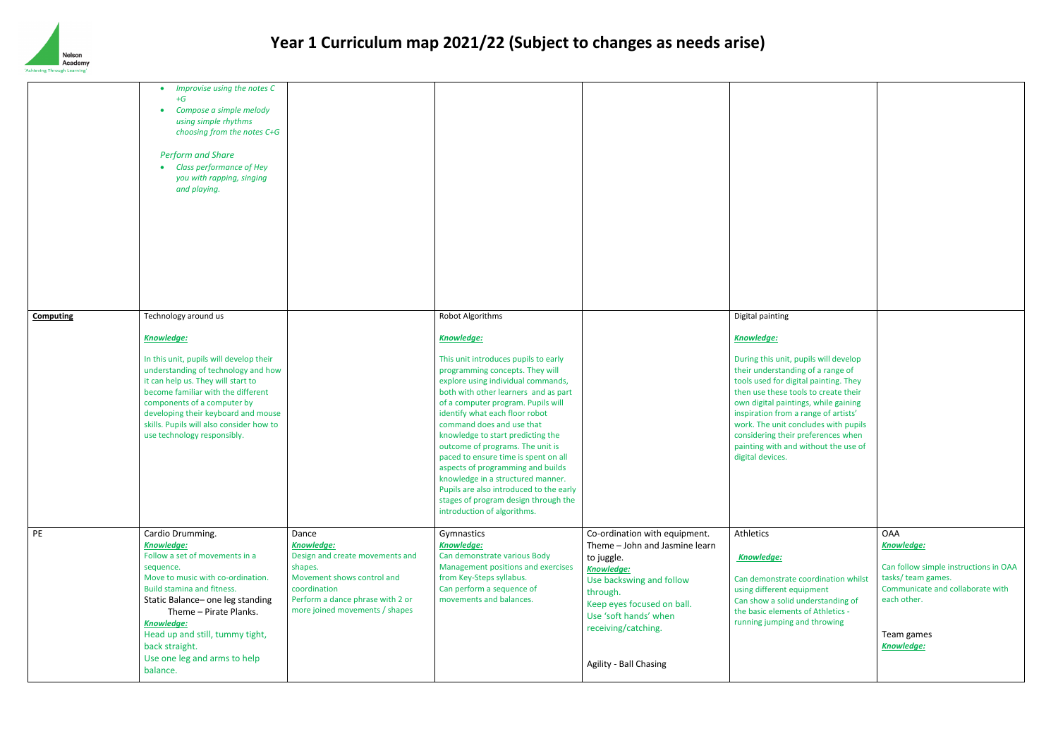# Year 1 Curriculum map 2021/22 (Subject to changes as needs arise)

| | | | | | | |
|---|---|---|---|---|---|---|
| | • *Improvise using the notes C +G*<br>• *Compose a simple melody using simple rhythms choosing from the notes C+G*<br><br>*Perform and Share*<br>• *Class performance of Hey you with rapping, singing and playing.* | | | | | |
| **Computing** | Technology around us<br><br>***Knowledge:***<br><br>In this unit, pupils will develop their understanding of technology and how it can help us. They will start to become familiar with the different components of a computer by developing their keyboard and mouse skills. Pupils will also consider how to use technology responsibly. | | Robot Algorithms<br><br>***Knowledge:***<br><br>This unit introduces pupils to early programming concepts. They will explore using individual commands, both with other learners and as part of a computer program. Pupils will identify what each floor robot command does and use that knowledge to start predicting the outcome of programs. The unit is paced to ensure time is spent on all aspects of programming and builds knowledge in a structured manner. Pupils are also introduced to the early stages of program design through the introduction of algorithms. | | Digital painting<br><br>***Knowledge:***<br><br>During this unit, pupils will develop their understanding of a range of tools used for digital painting. They then use these tools to create their own digital paintings, while gaining inspiration from a range of artists' work. The unit concludes with pupils considering their preferences when painting with and without the use of digital devices. | |
| PE | Cardio Drumming.<br>***Knowledge:***<br>Follow a set of movements in a sequence.<br>Move to music with co-ordination.<br>Build stamina and fitness.<br>Static Balance– one leg standing<br>Theme – Pirate Planks.<br>***Knowledge:***<br>Head up and still, tummy tight, back straight.<br>Use one leg and arms to help balance. | Dance<br>***Knowledge:***<br>Design and create movements and shapes.<br>Movement shows control and coordination<br>Perform a dance phrase with 2 or more joined movements / shapes | Gymnastics<br>***Knowledge:***<br>Can demonstrate various Body Management positions and exercises from Key-Steps syllabus.<br>Can perform a sequence of movements and balances. | Co-ordination with equipment.<br>Theme – John and Jasmine learn to juggle.<br>***Knowledge:***<br>Use backswing and follow through.<br>Keep eyes focused on ball.<br>Use 'soft hands' when receiving/catching.<br><br>Agility - Ball Chasing | Athletics<br><br>***Knowledge:***<br><br>Can demonstrate coordination whilst using different equipment<br>Can show a solid understanding of the basic elements of Athletics - running jumping and throwing | OAA<br>***Knowledge:***<br><br>Can follow simple instructions in OAA tasks/ team games.<br>Communicate and collaborate with each other.<br><br>Team games<br>***Knowledge:*** |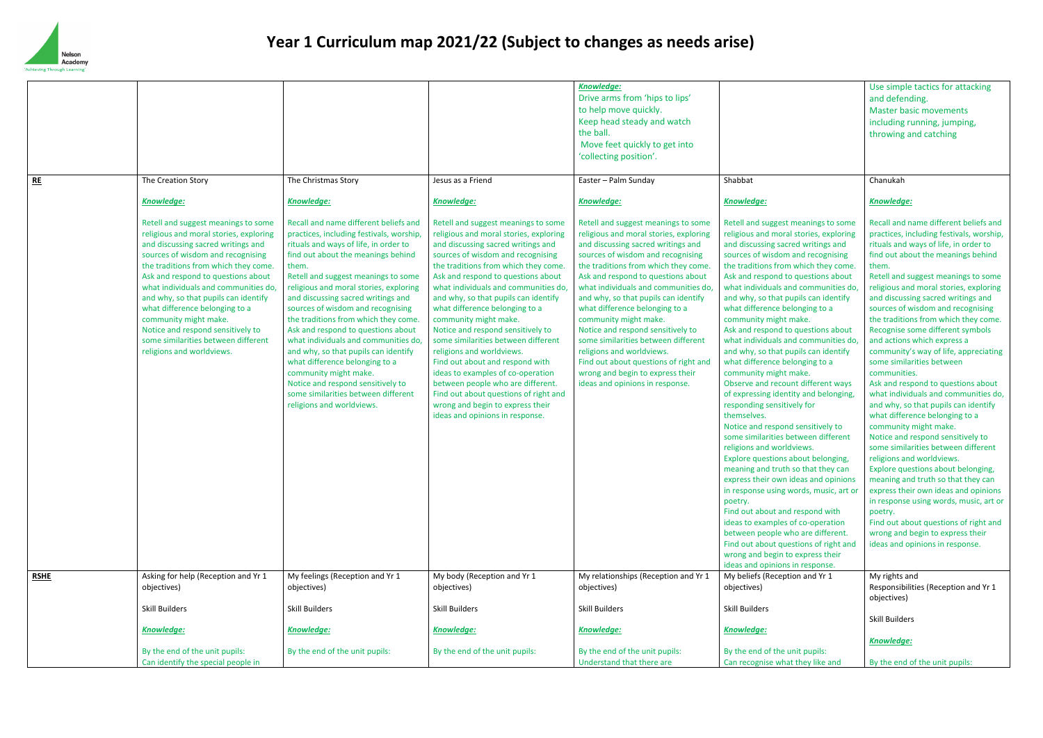# Year 1 Curriculum map 2021/22 (Subject to changes as needs arise)

| | | | | | | |
|---|---|---|---|---|---|---|
| | | | | ***Knowledge:***<br>Drive arms from 'hips to lips' to help move quickly.<br>Keep head steady and watch the ball.<br>Move feet quickly to get into 'collecting position'. | | Use simple tactics for attacking and defending.<br>Master basic movements including running, jumping, throwing and catching |
| **RE** | The Creation Story<br><br>***Knowledge:***<br><br>Retell and suggest meanings to some religious and moral stories, exploring and discussing sacred writings and sources of wisdom and recognising the traditions from which they come.<br>Ask and respond to questions about what individuals and communities do, and why, so that pupils can identify what difference belonging to a community might make.<br>Notice and respond sensitively to some similarities between different religions and worldviews. | The Christmas Story<br><br>***Knowledge:***<br><br>Recall and name different beliefs and practices, including festivals, worship, rituals and ways of life, in order to find out about the meanings behind them.<br>Retell and suggest meanings to some religious and moral stories, exploring and discussing sacred writings and sources of wisdom and recognising the traditions from which they come.<br>Ask and respond to questions about what individuals and communities do, and why, so that pupils can identify what difference belonging to a community might make.<br>Notice and respond sensitively to some similarities between different religions and worldviews. | Jesus as a Friend<br><br>***Knowledge:***<br><br>Retell and suggest meanings to some religious and moral stories, exploring and discussing sacred writings and sources of wisdom and recognising the traditions from which they come.<br>Ask and respond to questions about what individuals and communities do, and why, so that pupils can identify what difference belonging to a community might make.<br>Notice and respond sensitively to some similarities between different religions and worldviews.<br>Find out about and respond with ideas to examples of co-operation between people who are different.<br>Find out about questions of right and wrong and begin to express their ideas and opinions in response. | Easter – Palm Sunday<br><br>***Knowledge:***<br><br>Retell and suggest meanings to some religious and moral stories, exploring and discussing sacred writings and sources of wisdom and recognising the traditions from which they come.<br>Ask and respond to questions about what individuals and communities do, and why, so that pupils can identify what difference belonging to a community might make.<br>Notice and respond sensitively to some similarities between different religions and worldviews.<br>Find out about questions of right and wrong and begin to express their ideas and opinions in response. | Shabbat<br><br>***Knowledge:***<br><br>Retell and suggest meanings to some religious and moral stories, exploring and discussing sacred writings and sources of wisdom and recognising the traditions from which they come.<br>Ask and respond to questions about what individuals and communities do, and why, so that pupils can identify what difference belonging to a community might make.<br>Ask and respond to questions about what individuals and communities do, and why, so that pupils can identify what difference belonging to a community might make.<br>Observe and recount different ways of expressing identity and belonging, responding sensitively for themselves.<br>Notice and respond sensitively to some similarities between different religions and worldviews.<br>Explore questions about belonging, meaning and truth so that they can express their own ideas and opinions in response using words, music, art or poetry.<br>Find out about and respond with ideas to examples of co-operation between people who are different.<br>Find out about questions of right and wrong and begin to express their ideas and opinions in response. | Chanukah<br><br>***Knowledge:***<br><br>Recall and name different beliefs and practices, including festivals, worship, rituals and ways of life, in order to find out about the meanings behind them.<br>Retell and suggest meanings to some religious and moral stories, exploring and discussing sacred writings and sources of wisdom and recognising the traditions from which they come.<br>Recognise some different symbols and actions which express a community's way of life, appreciating some similarities between communities.<br>Ask and respond to questions about what individuals and communities do, and why, so that pupils can identify what difference belonging to a community might make.<br>Notice and respond sensitively to some similarities between different religions and worldviews.<br>Explore questions about belonging, meaning and truth so that they can express their own ideas and opinions in response using words, music, art or poetry.<br>Find out about questions of right and wrong and begin to express their ideas and opinions in response. |
| **RSHE** | Asking for help (Reception and Yr 1 objectives)<br><br>Skill Builders<br><br>***Knowledge:***<br><br>By the end of the unit pupils:<br>Can identify the special people in | My feelings (Reception and Yr 1 objectives)<br><br>Skill Builders<br><br>***Knowledge:***<br><br>By the end of the unit pupils: | My body (Reception and Yr 1 objectives)<br><br>Skill Builders<br><br>***Knowledge:***<br><br>By the end of the unit pupils: | My relationships (Reception and Yr 1 objectives)<br><br>Skill Builders<br><br>***Knowledge:***<br><br>By the end of the unit pupils:<br>Understand that there are | My beliefs (Reception and Yr 1 objectives)<br><br>Skill Builders<br><br>***Knowledge:***<br><br>By the end of the unit pupils:<br>Can recognise what they like and | My rights and Responsibilities (Reception and Yr 1 objectives)<br><br>Skill Builders<br><br>***Knowledge:***<br><br>By the end of the unit pupils: |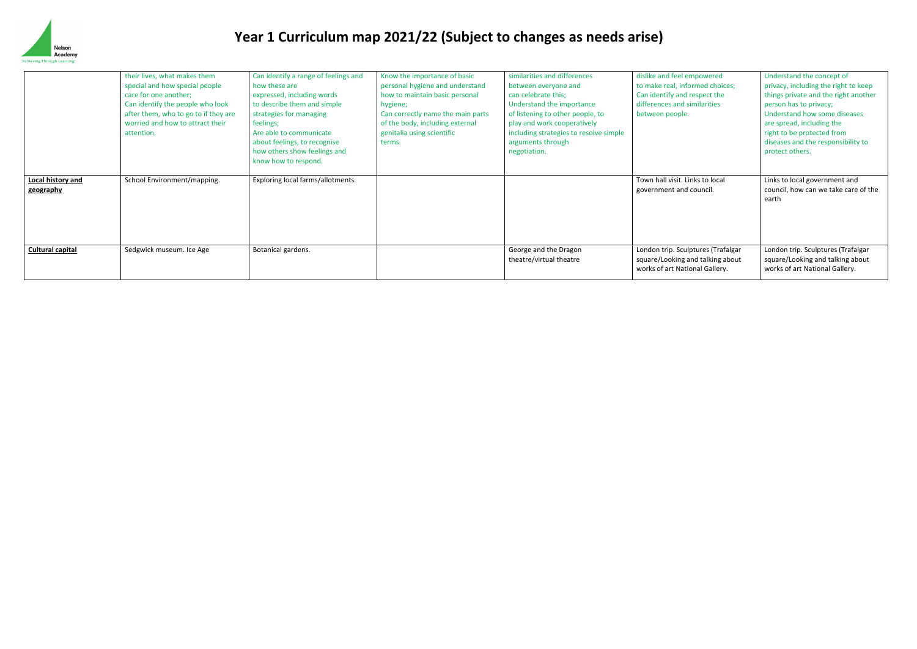# Year 1 Curriculum map 2021/22 (Subject to changes as needs arise)

| | | | | | | |
|---|---|---|---|---|---|---|
| | their lives, what makes them special and how special people care for one another; Can identify the people who look after them, who to go to if they are worried and how to attract their attention. | Can identify a range of feelings and how these are expressed, including words to describe them and simple strategies for managing feelings; Are able to communicate about feelings, to recognise how others show feelings and know how to respond. | Know the importance of basic personal hygiene and understand how to maintain basic personal hygiene; Can correctly name the main parts of the body, including external genitalia using scientific terms. | similarities and differences between everyone and can celebrate this; Understand the importance of listening to other people, to play and work cooperatively including strategies to resolve simple arguments through negotiation. | dislike and feel empowered to make real, informed choices; Can identify and respect the differences and similarities between people. | Understand the concept of privacy, including the right to keep things private and the right another person has to privacy; Understand how some diseases are spread, including the right to be protected from diseases and the responsibility to protect others. |
| **Local history and geography** | School Environment/mapping. | Exploring local farms/allotments. | | | Town hall visit. Links to local government and council. | Links to local government and council, how can we take care of the earth |
| **Cultural capital** | Sedgwick museum. Ice Age | Botanical gardens. | | George and the Dragon theatre/virtual theatre | London trip. Sculptures (Trafalgar square/Looking and talking about works of art National Gallery. | London trip. Sculptures (Trafalgar square/Looking and talking about works of art National Gallery. |